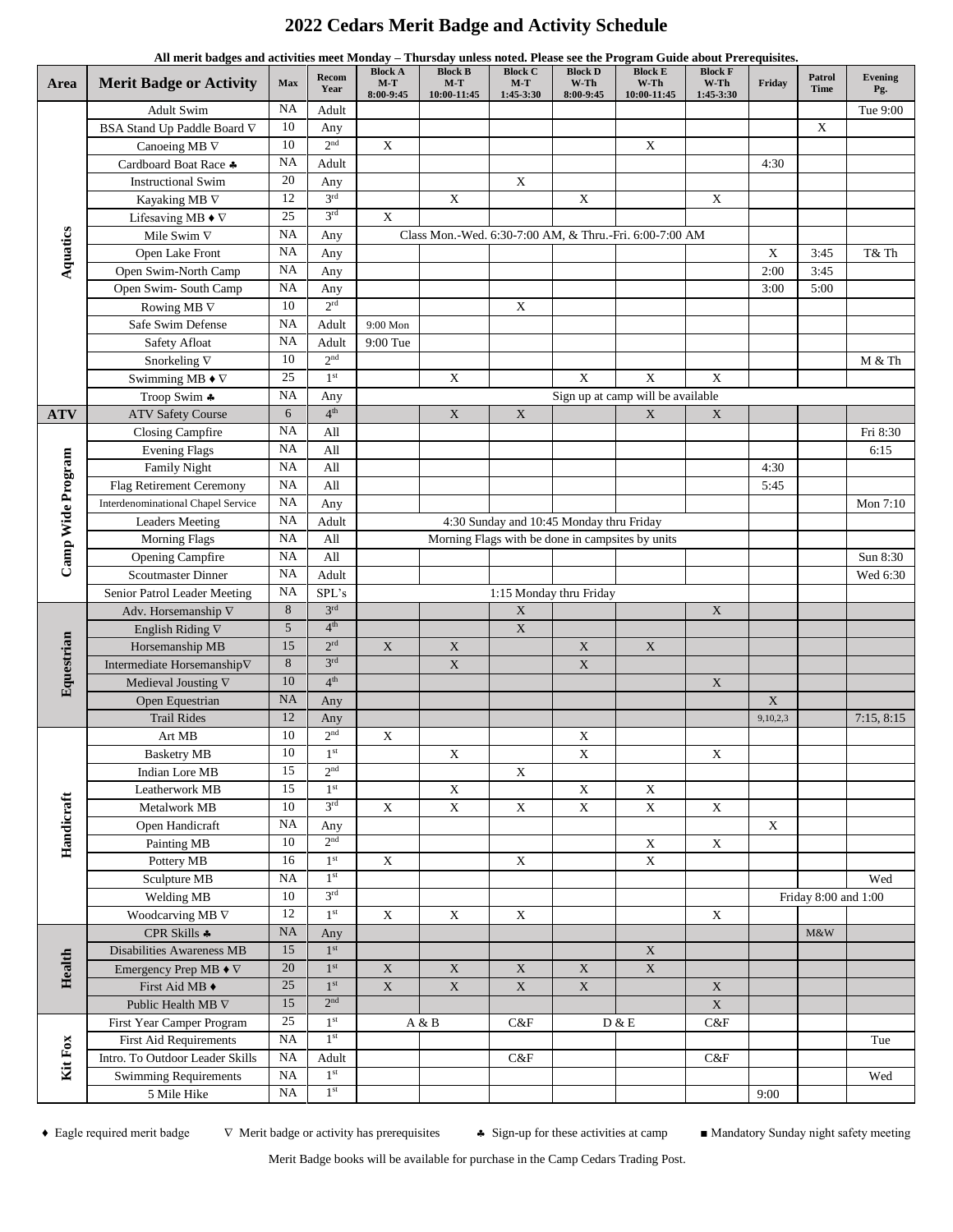# 2022 Cedars Merit Badge and Activity Schedule

**All merit badges and activities meet Monday – Thursday unless noted. Please see the Program Guide about Prerequisites.**

| Area | Merit Badge or Activity | Max | Recom Year | Block A M-T 8:00-9:45 | Block B M-T 10:00-11:45 | Block C M-T 1:45-3:30 | Block D W-Th 8:00-9:45 | Block E W-Th 10:00-11:45 | Block F W-Th 1:45-3:30 | Friday | Patrol Time | Evening Pg. |
|---|---|---|---|---|---|---|---|---|---|---|---|---|
| Aquatics | Adult Swim | NA | Adult | | | | | | | | | Tue 9:00 |
| | BSA Stand Up Paddle Board ∇ | 10 | Any | | | | | | | | X | |
| | Canoeing MB ∇ | 10 | 2nd | X | | | | X | | | | |
| | Cardboard Boat Race ♣ | NA | Adult | | | | | | | 4:30 | | |
| | Instructional Swim | 20 | Any | | | X | | | | | | |
| | Kayaking MB ∇ | 12 | 3rd | | X | | X | | X | | | |
| | Lifesaving MB ♦ ∇ | 25 | 3rd | X | | | | | | | | |
| | Mile Swim ∇ | NA | Any | Class Mon.-Wed. 6:30-7:00 AM, & Thru.-Fri. 6:00-7:00 AM | | | | | | | | |
| | Open Lake Front | NA | Any | | | | | | | X | 3:45 | T& Th |
| | Open Swim-North Camp | NA | Any | | | | | | | 2:00 | 3:45 | |
| | Open Swim- South Camp | NA | Any | | | | | | | 3:00 | 5:00 | |
| | Rowing MB ∇ | 10 | 2rd | | | X | | | | | | |
| | Safe Swim Defense | NA | Adult | 9:00 Mon | | | | | | | | |
| | Safety Afloat | NA | Adult | 9:00 Tue | | | | | | | | |
| | Snorkeling ∇ | 10 | 2nd | | | | | | | | | M & Th |
| | Swimming MB ♦ ∇ | 25 | 1st | | X | | X | X | X | | | |
| | Troop Swim ♣ | NA | Any | Sign up at camp will be available | | | | | | | | |
| ATV | ATV Safety Course | 6 | 4th | | X | X | | X | X | | | |
| Camp Wide Program | Closing Campfire | NA | All | | | | | | | | | Fri 8:30 |
| | Evening Flags | NA | All | | | | | | | | | 6:15 |
| | Family Night | NA | All | | | | | | | 4:30 | | |
| | Flag Retirement Ceremony | NA | All | | | | | | | 5:45 | | |
| | Interdenominational Chapel Service | NA | Any | | | | | | | | | Mon 7:10 |
| | Leaders Meeting | NA | Adult | 4:30 Sunday and 10:45 Monday thru Friday | | | | | | | | |
| | Morning Flags | NA | All | Morning Flags with be done in campsites by units | | | | | | | | |
| | Opening Campfire | NA | All | | | | | | | | | Sun 8:30 |
| | Scoutmaster Dinner | NA | Adult | | | | | | | | | Wed 6:30 |
| | Senior Patrol Leader Meeting | NA | SPL's | 1:15 Monday thru Friday | | | | | | | | |
| Equestrian | Adv. Horsemanship ∇ | 8 | 3rd | | | X | | | X | | | |
| | English Riding ∇ | 5 | 4th | | | X | | | | | | |
| | Horsemanship MB | 15 | 2rd | X | X | | X | X | | | | |
| | Intermediate Horsemanship∇ | 8 | 3rd | | X | | X | | | | | |
| | Medieval Jousting ∇ | 10 | 4th | | | | | | X | | | |
| | Open Equestrian | NA | Any | | | | | | | X | | |
| | Trail Rides | 12 | Any | | | | | | | 9,10,2,3 | | 7:15, 8:15 |
| Handicraft | Art MB | 10 | 2nd | X | | | X | | | | | |
| | Basketry MB | 10 | 1st | | X | | X | | X | | | |
| | Indian Lore MB | 15 | 2nd | | | X | | | | | | |
| | Leatherwork MB | 15 | 1st | | X | | X | X | | | | |
| | Metalwork MB | 10 | 3rd | X | X | X | X | X | X | | | |
| | Open Handicraft | NA | Any | | | | | | | X | | |
| | Painting MB | 10 | 2nd | | | | | X | X | | | |
| | Pottery MB | 16 | 1st | X | | X | | X | | | | |
| | Sculpture MB | NA | 1st | | | | | | | | | Wed |
| | Welding MB | 10 | 3rd | | | | | | | Friday 8:00 and 1:00 | | |
| | Woodcarving MB ∇ | 12 | 1st | X | X | X | | | X | | | |
| Health | CPR Skills ♣ | NA | Any | | | | | | | | M&W | |
| | Disabilities Awareness MB | 15 | 1st | | | | | X | | | | |
| | Emergency Prep MB ♦ ∇ | 20 | 1st | X | X | X | X | X | | | | |
| | First Aid MB ♦ | 25 | 1st | X | X | X | X | | X | | | |
| | Public Health MB ∇ | 15 | 2nd | | | | | | X | | | |
| Kit Fox | First Year Camper Program | 25 | 1st | A & B | | C&F | D & E | | C&F | | | |
| | First Aid Requirements | NA | 1st | | | | | | | | | Tue |
| | Intro. To Outdoor Leader Skills | NA | Adult | | | C&F | | | C&F | | | |
| | Swimming Requirements | NA | 1st | | | | | | | | | Wed |
| | 5 Mile Hike | NA | 1st | | | | | | | 9:00 | | |

♦ Eagle required merit badge ∇ Merit badge or activity has prerequisites ♣ Sign-up for these activities at camp ■ Mandatory Sunday night safety meeting

Merit Badge books will be available for purchase in the Camp Cedars Trading Post.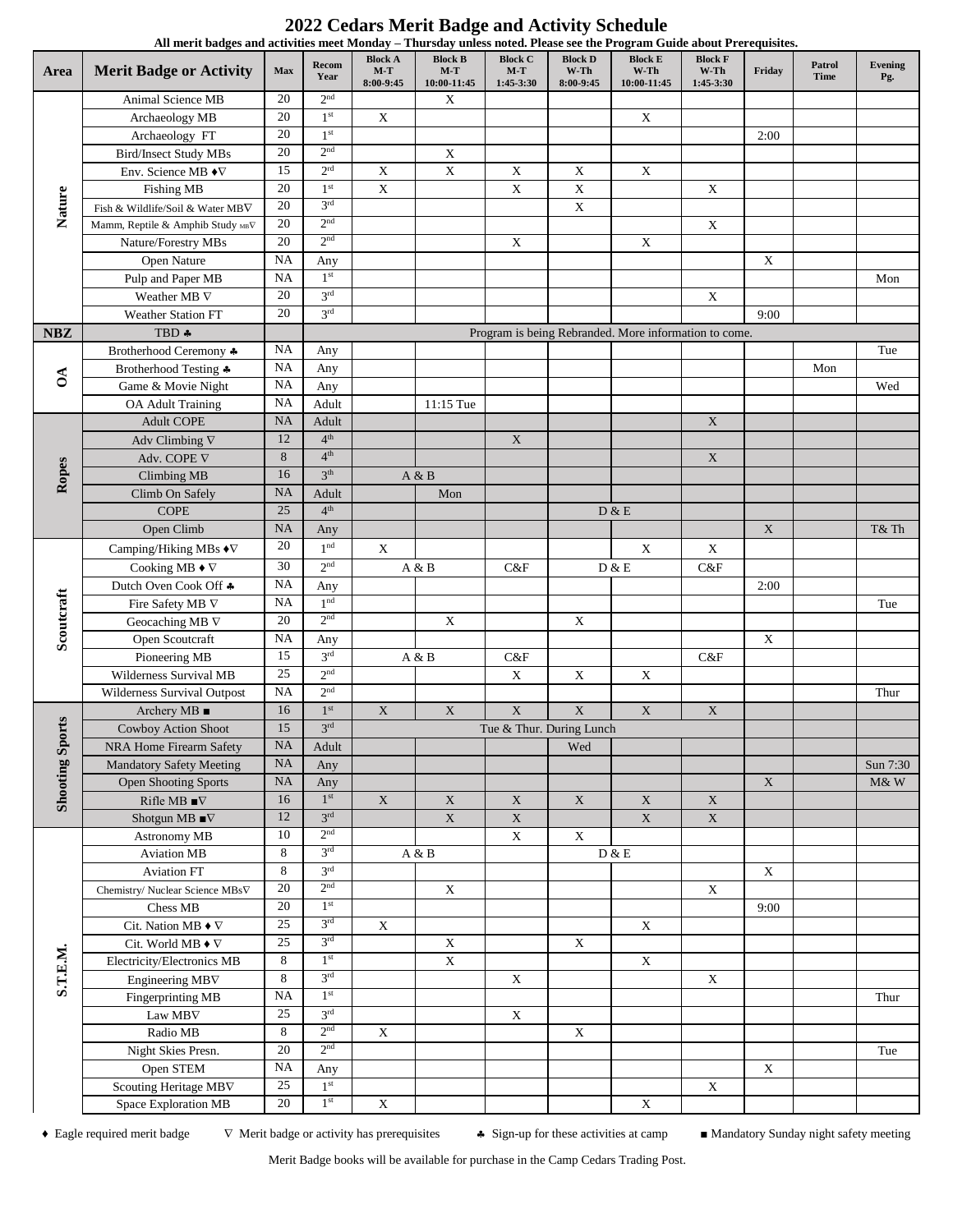# 2022 Cedars Merit Badge and Activity Schedule

**All merit badges and activities meet Monday – Thursday unless noted. Please see the Program Guide about Prerequisites.**

| Area | Merit Badge or Activity | Max | Recom Year | Block A M-T 8:00-9:45 | Block B M-T 10:00-11:45 | Block C M-T 1:45-3:30 | Block D W-Th 8:00-9:45 | Block E W-Th 10:00-11:45 | Block F W-Th 1:45-3:30 | Friday | Patrol Time | Evening Pg. |
|---|---|---|---|---|---|---|---|---|---|---|---|---|
| Nature | Animal Science MB | 20 | 2nd | | X | | | | | | | |
| | Archaeology MB | 20 | 1st | X | | | | X | | | | |
| | Archaeology FT | 20 | 1st | | | | | | | 2:00 | | |
| | Bird/Insect Study MBs | 20 | 2nd | | X | | | | | | | |
| | Env. Science MB ♦∇ | 15 | 2nd | X | X | X | X | X | | | | |
| | Fishing MB | 20 | 1st | X | | X | X | | X | | | |
| | Fish & Wildlife/Soil & Water MB∇ | 20 | 3rd | | | | X | | | | | |
| | Mamm, Reptile & Amphib Study MB∇ | 20 | 2nd | | | | | | X | | | |
| | Nature/Forestry MBs | 20 | 2nd | | | X | | X | | | | |
| | Open Nature | NA | Any | | | | | | | X | | |
| | Pulp and Paper MB | NA | 1st | | | | | | | | | Mon |
| | Weather MB ∇ | 20 | 3rd | | | | | | X | | | |
| | Weather Station FT | 20 | 3rd | | | | | | | 9:00 | | |
| NBZ | TBD ♣ | | | Program is being Rebranded. More information to come. | | | | | | | | |
| OA | Brotherhood Ceremony ♣ | NA | Any | | | | | | | | | Tue |
| | Brotherhood Testing ♣ | NA | Any | | | | | | | | Mon | |
| | Game & Movie Night | NA | Any | | | | | | | | | Wed |
| | OA Adult Training | NA | Adult | | 11:15 Tue | | | | | | | |
| Ropes | Adult COPE | NA | Adult | | | | | | X | | | |
| | Adv Climbing ∇ | 12 | 4th | | | X | | | | | | |
| | Adv. COPE ∇ | 8 | 4th | | | | | | X | | | |
| | Climbing MB | 16 | 3th | A & B | | | | | | | | |
| | Climb On Safely | NA | Adult | | Mon | | | | | | | |
| | COPE | 25 | 4th | | | | D & E | | | | | |
| | Open Climb | NA | Any | | | | | | | X | | T& Th |
| Scoutcraft | Camping/Hiking MBs ♦∇ | 20 | 1nd | X | | | | X | X | | | |
| | Cooking MB ♦ ∇ | 30 | 2nd | A & B | | C&F | D & E | | C&F | | | |
| | Dutch Oven Cook Off ♣ | NA | Any | | | | | | | 2:00 | | |
| | Fire Safety MB ∇ | NA | 1nd | | | | | | | | | Tue |
| | Geocaching MB ∇ | 20 | 2nd | | X | | X | | | | | |
| | Open Scoutcraft | NA | Any | | | | | | | X | | |
| | Pioneering MB | 15 | 3rd | A & B | | C&F | | | C&F | | | |
| | Wilderness Survival MB | 25 | 2nd | | | X | X | X | | | | |
| | Wilderness Survival Outpost | NA | 2nd | | | | | | | | | Thur |
| Shooting Sports | Archery MB ■ | 16 | 1st | X | X | X | X | X | X | | | |
| | Cowboy Action Shoot | 15 | 3rd | Tue & Thur. During Lunch | | | | | | | | |
| | NRA Home Firearm Safety | NA | Adult | | | | Wed | | | | | |
| | Mandatory Safety Meeting | NA | Any | | | | | | | | | Sun 7:30 |
| | Open Shooting Sports | NA | Any | | | | | | | X | | M& W |
| | Rifle MB ■∇ | 16 | 1st | X | X | X | X | X | X | | | |
| | Shotgun MB ■∇ | 12 | 3rd | | X | X | | X | X | | | |
| S.T.E.M. | Astronomy MB | 10 | 2nd | | | X | X | | | | | |
| | Aviation MB | 8 | 3rd | A & B | | | D & E | | | | | |
| | Aviation FT | 8 | 3rd | | | | | | | X | | |
| | Chemistry/ Nuclear Science MBs∇ | 20 | 2nd | | X | | | | X | | | |
| | Chess MB | 20 | 1st | | | | | | | 9:00 | | |
| | Cit. Nation MB ♦ ∇ | 25 | 3rd | X | | | | X | | | | |
| | Cit. World MB ♦ ∇ | 25 | 3rd | | X | | X | | | | | |
| | Electricity/Electronics MB | 8 | 1st | | X | | | X | | | | |
| | Engineering MB∇ | 8 | 3rd | | | X | | | X | | | |
| | Fingerprinting MB | NA | 1st | | | | | | | | | Thur |
| | Law MB∇ | 25 | 3rd | | | X | | | | | | |
| | Radio MB | 8 | 2nd | X | | | X | | | | | |
| | Night Skies Presn. | 20 | 2nd | | | | | | | | | Tue |
| | Open STEM | NA | Any | | | | | | | X | | |
| | Scouting Heritage MB∇ | 25 | 1st | | | | | | X | | | |
| | Space Exploration MB | 20 | 1st | X | | | | X | | | | |

♦ Eagle required merit badge ∇ Merit badge or activity has prerequisites ♣ Sign-up for these activities at camp ■ Mandatory Sunday night safety meeting

Merit Badge books will be available for purchase in the Camp Cedars Trading Post.